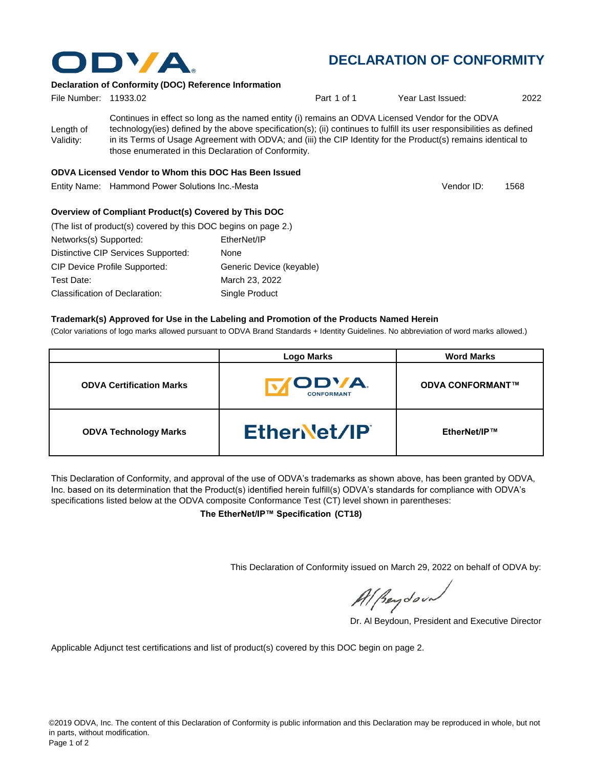# DECLARATION OF CONFORMITY

### Declaration of Conformity (DOC) Reference Information

File Number: 11933.02 | Part 1 of 1 | Year Last Issued: 2022

Length of Validity: Continues in effect so long as the named entity (i) remains an ODVA Licensed Vendor for the ODVA technology(ies) defined by the above specification(s); (ii) continues to fulfill its user responsibilities as defined in its Terms of Usage Agreement with ODVA; and (iii) the CIP Identity for the Product(s) remains identical to those enumerated in this Declaration of Conformity.

### ODVA Licensed Vendor to Whom this DOC Has Been Issued

Entity Name: Hammond Power Solutions Inc.-Mesta | Vendor ID: 1568

### Overview of Compliant Product(s) Covered by This DOC

(The list of product(s) covered by this DOC begins on page 2.)

Networks(s) Supported: EtherNet/IP
Distinctive CIP Services Supported: None
CIP Device Profile Supported: Generic Device (keyable)
Test Date: March 23, 2022
Classification of Declaration: Single Product

### Trademark(s) Approved for Use in the Labeling and Promotion of the Products Named Herein

(Color variations of logo marks allowed pursuant to ODVA Brand Standards + Identity Guidelines. No abbreviation of word marks allowed.)

| | Logo Marks | Word Marks |
|---|---|---|
| **ODVA Certification Marks** | ODVA CONFORMANT | **ODVA CONFORMANT™** |
| **ODVA Technology Marks** | EtherNet/IP | **EtherNet/IP™** |

This Declaration of Conformity, and approval of the use of ODVA's trademarks as shown above, has been granted by ODVA, Inc. based on its determination that the Product(s) identified herein fulfill(s) ODVA's standards for compliance with ODVA's specifications listed below at the ODVA composite Conformance Test (CT) level shown in parentheses:

**The EtherNet/IP™ Specification (CT18)**

This Declaration of Conformity issued on March 29, 2022 on behalf of ODVA by:

Dr. Al Beydoun, President and Executive Director

Applicable Adjunct test certifications and list of product(s) covered by this DOC begin on page 2.

©2019 ODVA, Inc. The content of this Declaration of Conformity is public information and this Declaration may be reproduced in whole, but not in parts, without modification.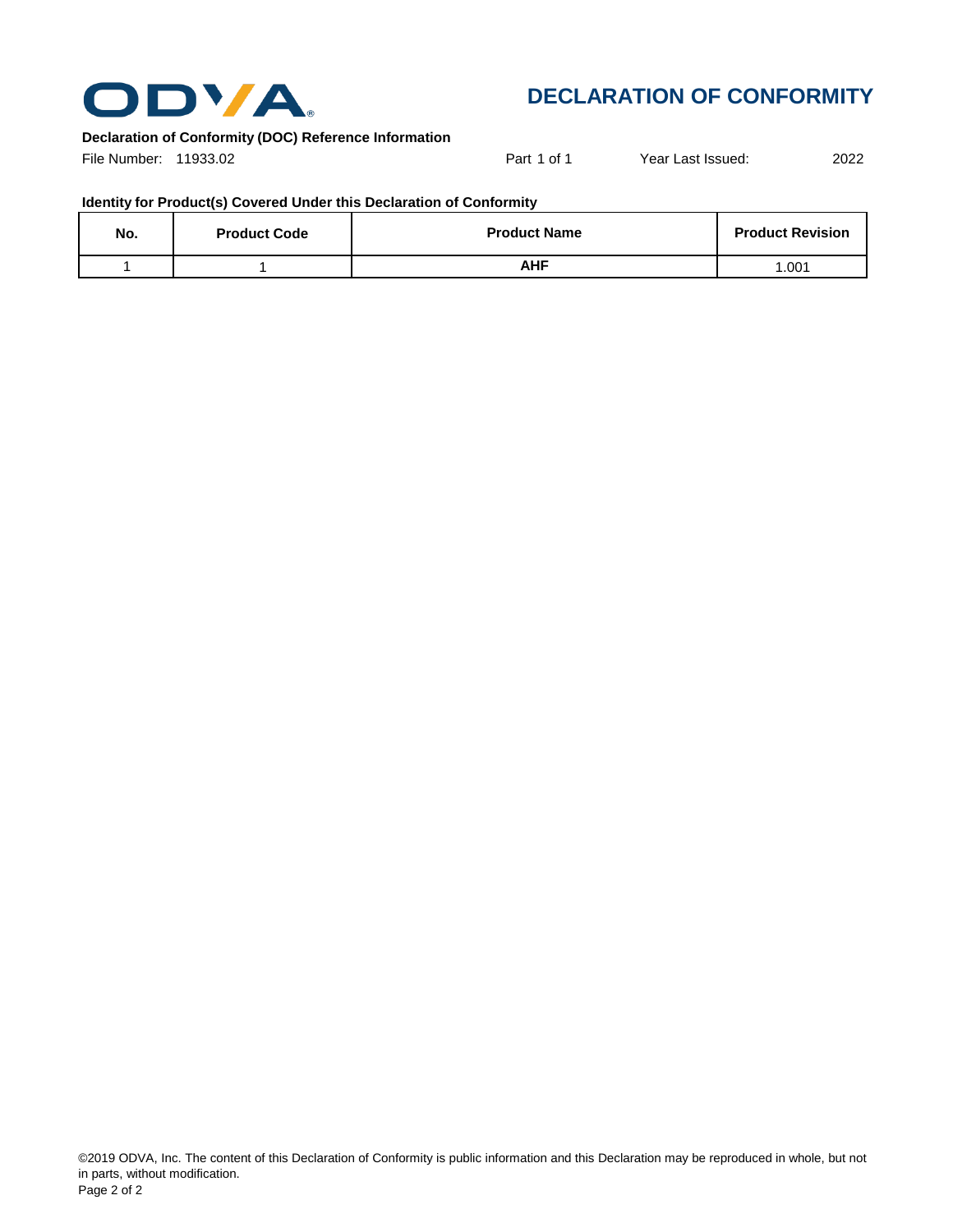# DECLARATION OF CONFORMITY

**Declaration of Conformity (DOC) Reference Information**

File Number: 11933.02 Part 1 of 1 Year Last Issued: 2022

**Identity for Product(s) Covered Under this Declaration of Conformity**

| No. | Product Code | Product Name | Product Revision |
| --- | --- | --- | --- |
| 1 | 1 | **AHF** | 1.001 |

©2019 ODVA, Inc. The content of this Declaration of Conformity is public information and this Declaration may be reproduced in whole, but not in parts, without modification.